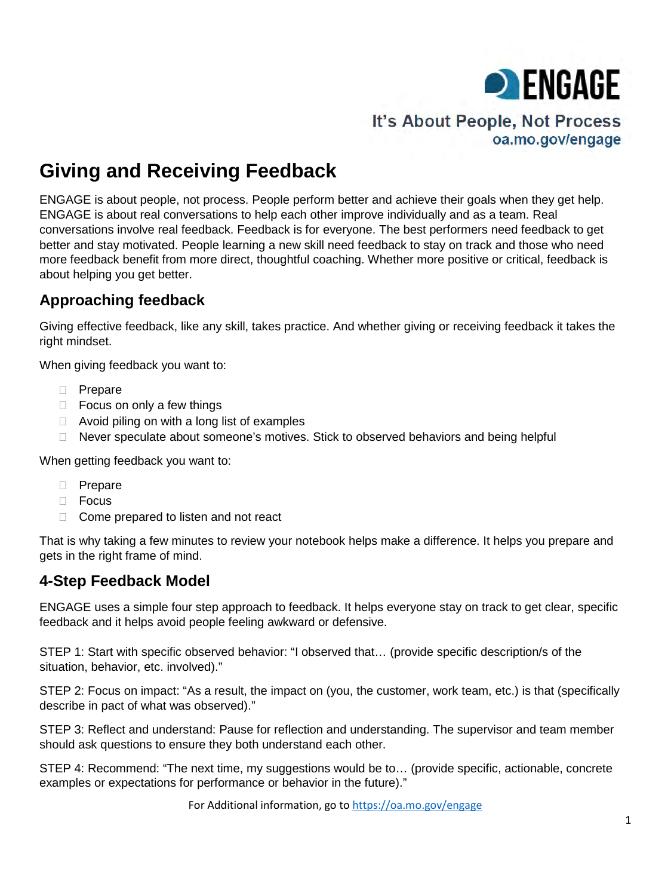ENGAGE

It's About People, Not Process
oa.mo.gov/engage

# Giving and Receiving Feedback

ENGAGE is about people, not process. People perform better and achieve their goals when they get help. ENGAGE is about real conversations to help each other improve individually and as a team. Real conversations involve real feedback. Feedback is for everyone. The best performers need feedback to get better and stay motivated. People learning a new skill need feedback to stay on track and those who need more feedback benefit from more direct, thoughtful coaching. Whether more positive or critical, feedback is about helping you get better.

## Approaching feedback

Giving effective feedback, like any skill, takes practice. And whether giving or receiving feedback it takes the right mindset.

When giving feedback you want to:

- Prepare
- Focus on only a few things
- Avoid piling on with a long list of examples
- Never speculate about someone's motives. Stick to observed behaviors and being helpful

When getting feedback you want to:

- Prepare
- Focus
- Come prepared to listen and not react

That is why taking a few minutes to review your notebook helps make a difference. It helps you prepare and gets in the right frame of mind.

## 4-Step Feedback Model

ENGAGE uses a simple four step approach to feedback. It helps everyone stay on track to get clear, specific feedback and it helps avoid people feeling awkward or defensive.

STEP 1: Start with specific observed behavior: "I observed that… (provide specific description/s of the situation, behavior, etc. involved)."

STEP 2: Focus on impact: "As a result, the impact on (you, the customer, work team, etc.) is that (specifically describe in pact of what was observed)."

STEP 3: Reflect and understand: Pause for reflection and understanding. The supervisor and team member should ask questions to ensure they both understand each other.

STEP 4: Recommend: "The next time, my suggestions would be to… (provide specific, actionable, concrete examples or expectations for performance or behavior in the future)."

For Additional information, go to https://oa.mo.gov/engage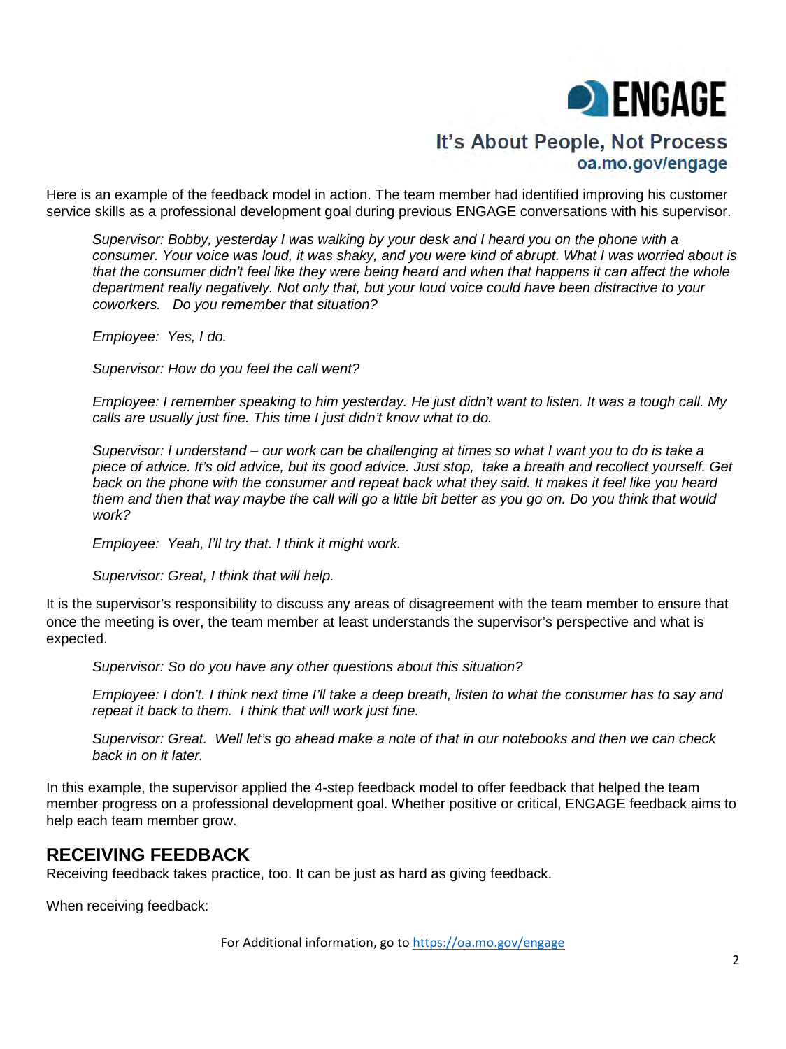Here is an example of the feedback model in action. The team member had identified improving his customer service skills as a professional development goal during previous ENGAGE conversations with his supervisor.

> *Supervisor: Bobby, yesterday I was walking by your desk and I heard you on the phone with a consumer. Your voice was loud, it was shaky, and you were kind of abrupt. What I was worried about is that the consumer didn't feel like they were being heard and when that happens it can affect the whole department really negatively. Not only that, but your loud voice could have been distractive to your coworkers. Do you remember that situation?*
>
> *Employee: Yes, I do.*
>
> *Supervisor: How do you feel the call went?*
>
> *Employee: I remember speaking to him yesterday. He just didn't want to listen. It was a tough call. My calls are usually just fine. This time I just didn't know what to do.*
>
> *Supervisor: I understand – our work can be challenging at times so what I want you to do is take a piece of advice. It's old advice, but its good advice. Just stop, take a breath and recollect yourself. Get back on the phone with the consumer and repeat back what they said. It makes it feel like you heard them and then that way maybe the call will go a little bit better as you go on. Do you think that would work?*
>
> *Employee: Yeah, I'll try that. I think it might work.*
>
> *Supervisor: Great, I think that will help.*

It is the supervisor's responsibility to discuss any areas of disagreement with the team member to ensure that once the meeting is over, the team member at least understands the supervisor's perspective and what is expected.

> *Supervisor: So do you have any other questions about this situation?*
>
> *Employee: I don't. I think next time I'll take a deep breath, listen to what the consumer has to say and repeat it back to them. I think that will work just fine.*
>
> *Supervisor: Great. Well let's go ahead make a note of that in our notebooks and then we can check back in on it later.*

In this example, the supervisor applied the 4-step feedback model to offer feedback that helped the team member progress on a professional development goal. Whether positive or critical, ENGAGE feedback aims to help each team member grow.

## RECEIVING FEEDBACK

Receiving feedback takes practice, too. It can be just as hard as giving feedback.

When receiving feedback: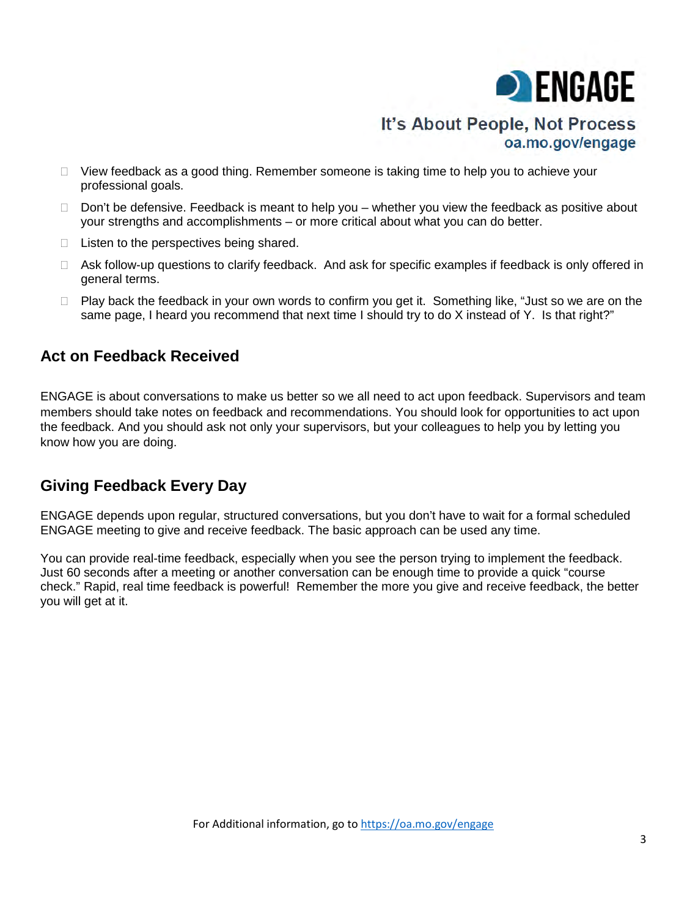- View feedback as a good thing. Remember someone is taking time to help you to achieve your professional goals.
- Don't be defensive. Feedback is meant to help you – whether you view the feedback as positive about your strengths and accomplishments – or more critical about what you can do better.
- Listen to the perspectives being shared.
- Ask follow-up questions to clarify feedback. And ask for specific examples if feedback is only offered in general terms.
- Play back the feedback in your own words to confirm you get it. Something like, "Just so we are on the same page, I heard you recommend that next time I should try to do X instead of Y. Is that right?"

## Act on Feedback Received

ENGAGE is about conversations to make us better so we all need to act upon feedback. Supervisors and team members should take notes on feedback and recommendations. You should look for opportunities to act upon the feedback. And you should ask not only your supervisors, but your colleagues to help you by letting you know how you are doing.

## Giving Feedback Every Day

ENGAGE depends upon regular, structured conversations, but you don't have to wait for a formal scheduled ENGAGE meeting to give and receive feedback. The basic approach can be used any time.

You can provide real-time feedback, especially when you see the person trying to implement the feedback. Just 60 seconds after a meeting or another conversation can be enough time to provide a quick "course check." Rapid, real time feedback is powerful! Remember the more you give and receive feedback, the better you will get at it.